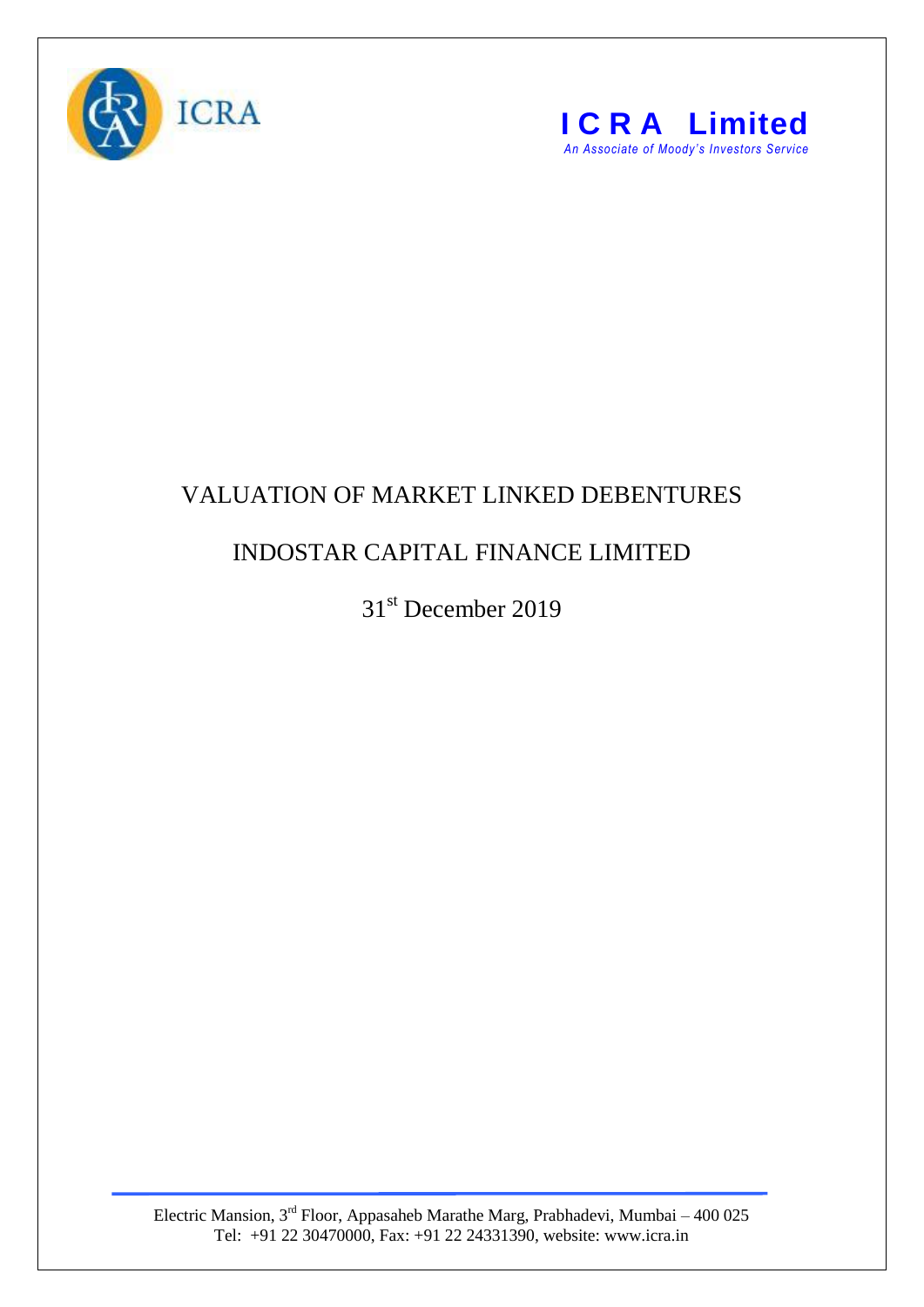ICRA

**ICRA Limited**

*An Associate of Moody's Investors Service*

# VALUATION OF MARKET LINKED DEBENTURES

## INDOSTAR CAPITAL FINANCE LIMITED

31st December 2019

Electric Mansion, 3rd Floor, Appasaheb Marathe Marg, Prabhadevi, Mumbai – 400 025
Tel: +91 22 30470000, Fax: +91 22 24331390, website: www.icra.in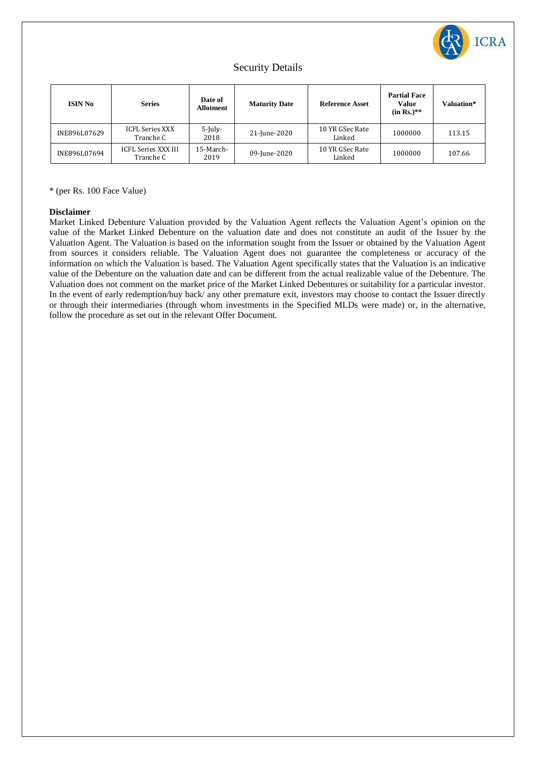## Security Details

| ISIN No | Series | Date of Allotment | Maturity Date | Reference Asset | Partial Face Value (in Rs.)** | Valuation* |
|---|---|---|---|---|---|---|
| INE896L07629 | ICFL Series XXX Tranche C | 5-July-2018 | 21-June-2020 | 10 YR GSec Rate Linked | 1000000 | 113.15 |
| INE896L07694 | ICFL Series XXX III Tranche C | 15-March-2019 | 09-June-2020 | 10 YR GSec Rate Linked | 1000000 | 107.66 |

* (per Rs. 100 Face Value)

**Disclaimer**

Market Linked Debenture Valuation provided by the Valuation Agent reflects the Valuation Agent's opinion on the value of the Market Linked Debenture on the valuation date and does not constitute an audit of the Issuer by the Valuation Agent. The Valuation is based on the information sought from the Issuer or obtained by the Valuation Agent from sources it considers reliable. The Valuation Agent does not guarantee the completeness or accuracy of the information on which the Valuation is based. The Valuation Agent specifically states that the Valuation is an indicative value of the Debenture on the valuation date and can be different from the actual realizable value of the Debenture. The Valuation does not comment on the market price of the Market Linked Debentures or suitability for a particular investor. In the event of early redemption/buy back/ any other premature exit, investors may choose to contact the Issuer directly or through their intermediaries (through whom investments in the Specified MLDs were made) or, in the alternative, follow the procedure as set out in the relevant Offer Document.